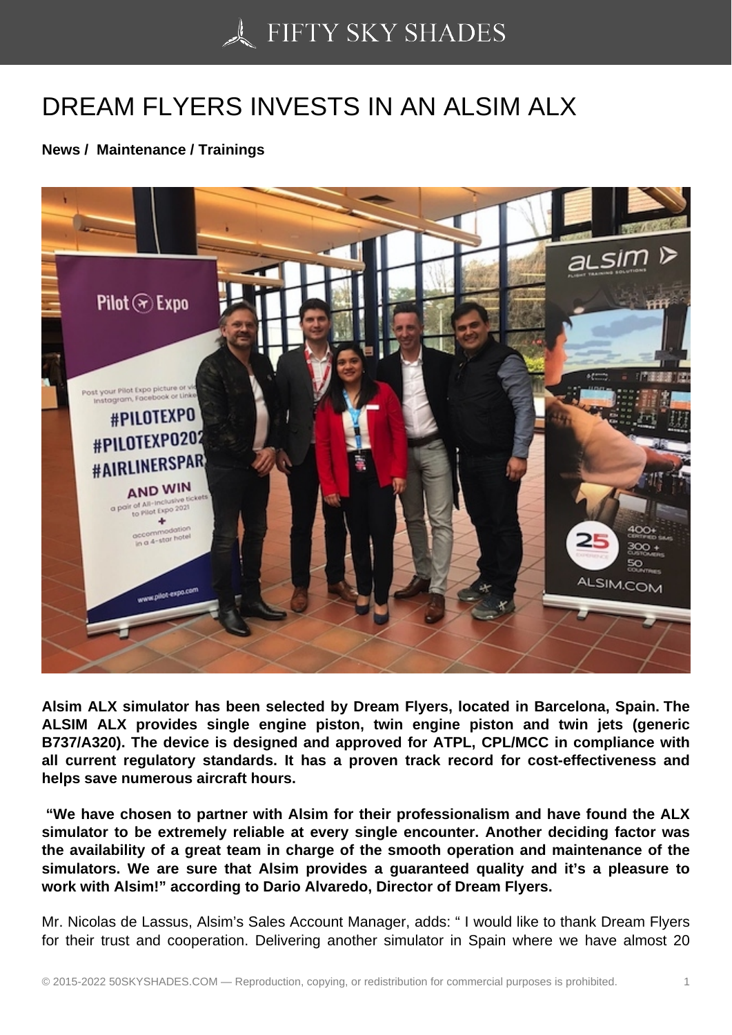# DREAM FLYERS INVESTS IN AN ALSIM ALX

**News / Maintenance / Trainings**

**Alsim ALX simulator has been selected by Dream Flyers, located in Barcelona, Spain. The ALSIM ALX provides single engine piston, twin engine piston and twin jets (generic B737/A320). The device is designed and approved for ATPL, CPL/MCC in compliance with all current regulatory standards. It has a proven track record for cost-effectiveness and helps save numerous aircraft hours.**

**"We have chosen to partner with Alsim for their professionalism and have found the ALX simulator to be extremely reliable at every single encounter. Another deciding factor was the availability of a great team in charge of the smooth operation and maintenance of the simulators. We are sure that Alsim provides a guaranteed quality and it's a pleasure to work with Alsim!" according to Dario Alvaredo, Director of Dream Flyers.**

Mr. Nicolas de Lassus, Alsim's Sales Account Manager, adds: " I would like to thank Dream Flyers for their trust and cooperation. Delivering another simulator in Spain where we have almost 20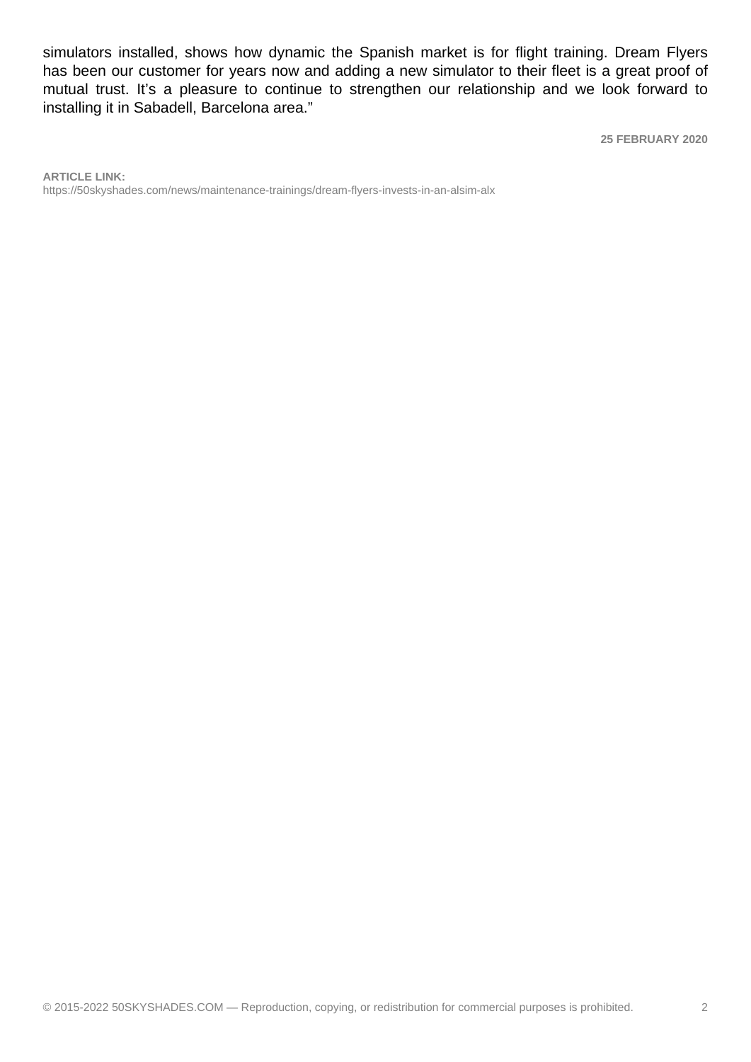simulators installed, shows how dynamic the Spanish market is for flight training. Dream Flyers has been our customer for years now and adding a new simulator to their fleet is a great proof of mutual trust. It's a pleasure to continue to strengthen our relationship and we look forward to installing it in Sabadell, Barcelona area."

**25 FEBRUARY 2020**

**ARTICLE LINK:**
https://50skyshades.com/news/maintenance-trainings/dream-flyers-invests-in-an-alsim-alx